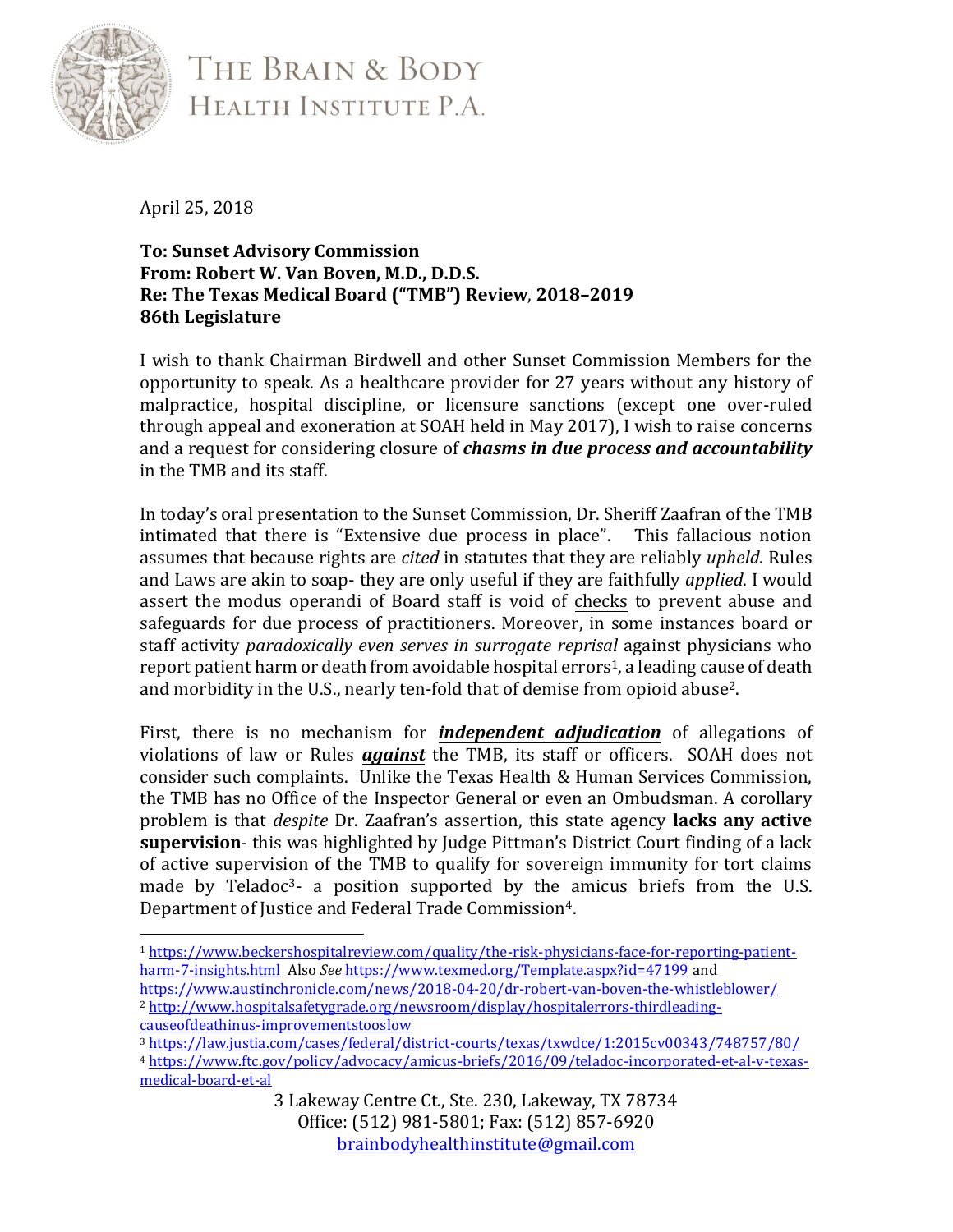# The Brain & Body Health Institute P.A.

April 25, 2018

**To: Sunset Advisory Commission**
**From: Robert W. Van Boven, M.D., D.D.S.**
**Re: The Texas Medical Board ("TMB") Review, 2018–2019**
**86th Legislature**

I wish to thank Chairman Birdwell and other Sunset Commission Members for the opportunity to speak. As a healthcare provider for 27 years without any history of malpractice, hospital discipline, or licensure sanctions (except one over-ruled through appeal and exoneration at SOAH held in May 2017), I wish to raise concerns and a request for considering closure of ***chasms in due process and accountability*** in the TMB and its staff.

In today's oral presentation to the Sunset Commission, Dr. Sheriff Zaafran of the TMB intimated that there is "Extensive due process in place". This fallacious notion assumes that because rights are *cited* in statutes that they are reliably *upheld*. Rules and Laws are akin to soap- they are only useful if they are faithfully *applied*. I would assert the modus operandi of Board staff is void of <u>checks</u> to prevent abuse and safeguards for due process of practitioners. Moreover, in some instances board or staff activity *paradoxically even serves in surrogate reprisal* against physicians who report patient harm or death from avoidable hospital errors[1], a leading cause of death and morbidity in the U.S., nearly ten-fold that of demise from opioid abuse[2].

First, there is no mechanism for ***<u>independent adjudication</u>*** of allegations of violations of law or Rules ***<u>against</u>*** the TMB, its staff or officers. SOAH does not consider such complaints. Unlike the Texas Health & Human Services Commission, the TMB has no Office of the Inspector General or even an Ombudsman. A corollary problem is that *despite* Dr. Zaafran's assertion, this state agency **lacks any active supervision**- this was highlighted by Judge Pittman's District Court finding of a lack of active supervision of the TMB to qualify for sovereign immunity for tort claims made by Teladoc[3]- a position supported by the amicus briefs from the U.S. Department of Justice and Federal Trade Commission[4].

---

[1] https://www.beckershospitalreview.com/quality/the-risk-physicians-face-for-reporting-patient-harm-7-insights.html Also *See* https://www.texmed.org/Template.aspx?id=47199 and https://www.austinchronicle.com/news/2018-04-20/dr-robert-van-boven-the-whistleblower/

[2] http://www.hospitalsafetygrade.org/newsroom/display/hospitalerrors-thirdleading-causeofdeathinus-improvementstooslow

[3] https://law.justia.com/cases/federal/district-courts/texas/txwdce/1:2015cv00343/748757/80/

[4] https://www.ftc.gov/policy/advocacy/amicus-briefs/2016/09/teladoc-incorporated-et-al-v-texas-medical-board-et-al

3 Lakeway Centre Ct., Ste. 230, Lakeway, TX 78734
Office: (512) 981-5801; Fax: (512) 857-6920
brainbodyhealthinstitute@gmail.com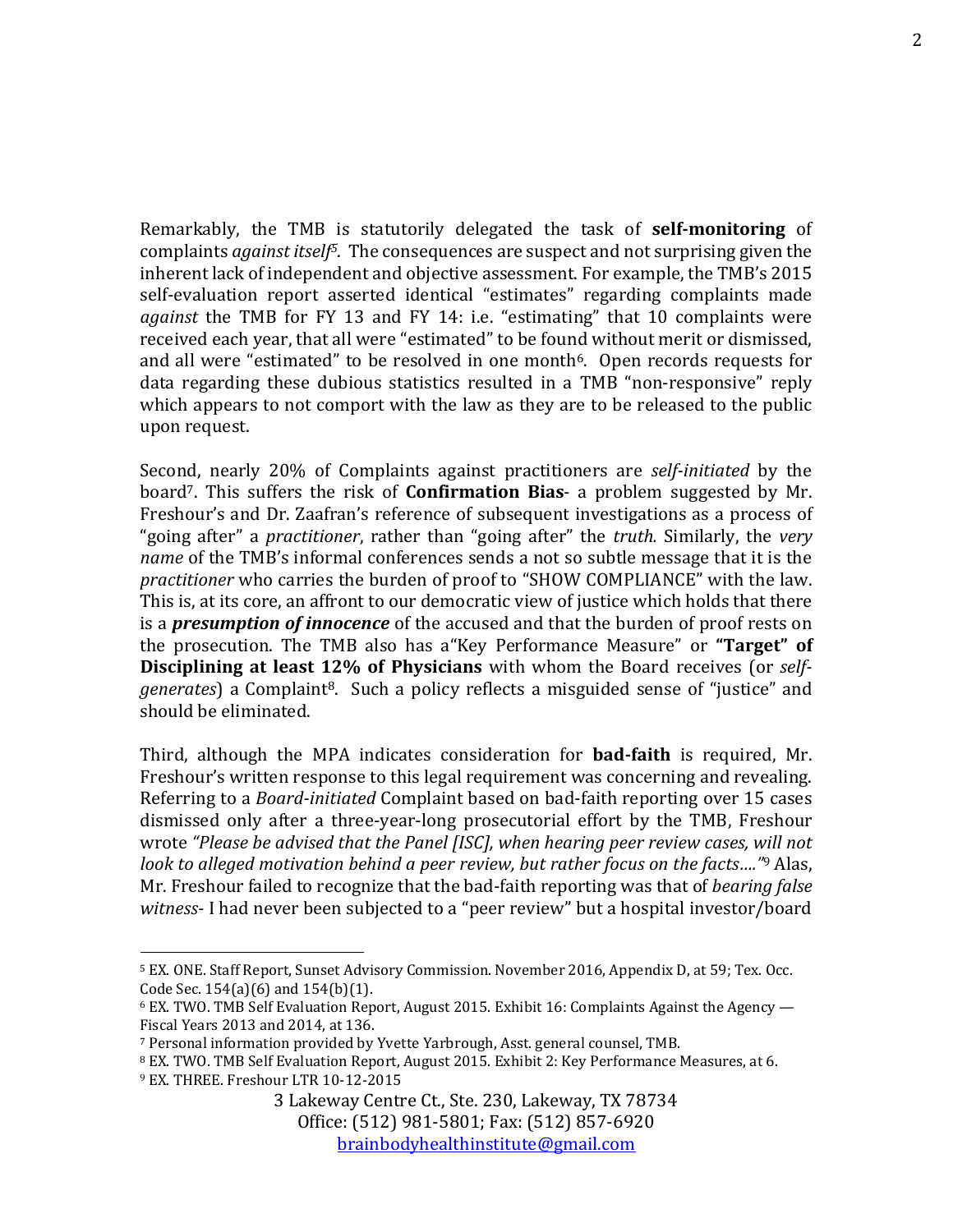Remarkably, the TMB is statutorily delegated the task of **self-monitoring** of complaints *against itself*[5]. The consequences are suspect and not surprising given the inherent lack of independent and objective assessment. For example, the TMB's 2015 self-evaluation report asserted identical "estimates" regarding complaints made *against* the TMB for FY 13 and FY 14: i.e. "estimating" that 10 complaints were received each year, that all were "estimated" to be found without merit or dismissed, and all were "estimated" to be resolved in one month[6]. Open records requests for data regarding these dubious statistics resulted in a TMB "non-responsive" reply which appears to not comport with the law as they are to be released to the public upon request.

Second, nearly 20% of Complaints against practitioners are *self-initiated* by the board[7]. This suffers the risk of **Confirmation Bias**- a problem suggested by Mr. Freshour's and Dr. Zaafran's reference of subsequent investigations as a process of "going after" a *practitioner*, rather than "going after" the *truth.* Similarly, the *very name* of the TMB's informal conferences sends a not so subtle message that it is the *practitioner* who carries the burden of proof to "SHOW COMPLIANCE" with the law. This is, at its core, an affront to our democratic view of justice which holds that there is a ***presumption of innocence*** of the accused and that the burden of proof rests on the prosecution. The TMB also has a"Key Performance Measure" or **"Target" of Disciplining at least 12% of Physicians** with whom the Board receives (or *self-generates*) a Complaint[8]. Such a policy reflects a misguided sense of "justice" and should be eliminated.

Third, although the MPA indicates consideration for **bad-faith** is required, Mr. Freshour's written response to this legal requirement was concerning and revealing. Referring to a *Board-initiated* Complaint based on bad-faith reporting over 15 cases dismissed only after a three-year-long prosecutorial effort by the TMB, Freshour wrote *"Please be advised that the Panel [ISC], when hearing peer review cases, will not look to alleged motivation behind a peer review, but rather focus on the facts…."*[9] Alas, Mr. Freshour failed to recognize that the bad-faith reporting was that of *bearing false witness*- I had never been subjected to a "peer review" but a hospital investor/board

---

[5] EX. ONE. Staff Report, Sunset Advisory Commission. November 2016, Appendix D, at 59; Tex. Occ. Code Sec. 154(a)(6) and 154(b)(1).

[6] EX. TWO. TMB Self Evaluation Report, August 2015. Exhibit 16: Complaints Against the Agency — Fiscal Years 2013 and 2014, at 136.

[7] Personal information provided by Yvette Yarbrough, Asst. general counsel, TMB.

[8] EX. TWO. TMB Self Evaluation Report, August 2015. Exhibit 2: Key Performance Measures, at 6.

[9] EX. THREE. Freshour LTR 10-12-2015

3 Lakeway Centre Ct., Ste. 230, Lakeway, TX 78734
Office: (512) 981-5801; Fax: (512) 857-6920
brainbodyhealthinstitute@gmail.com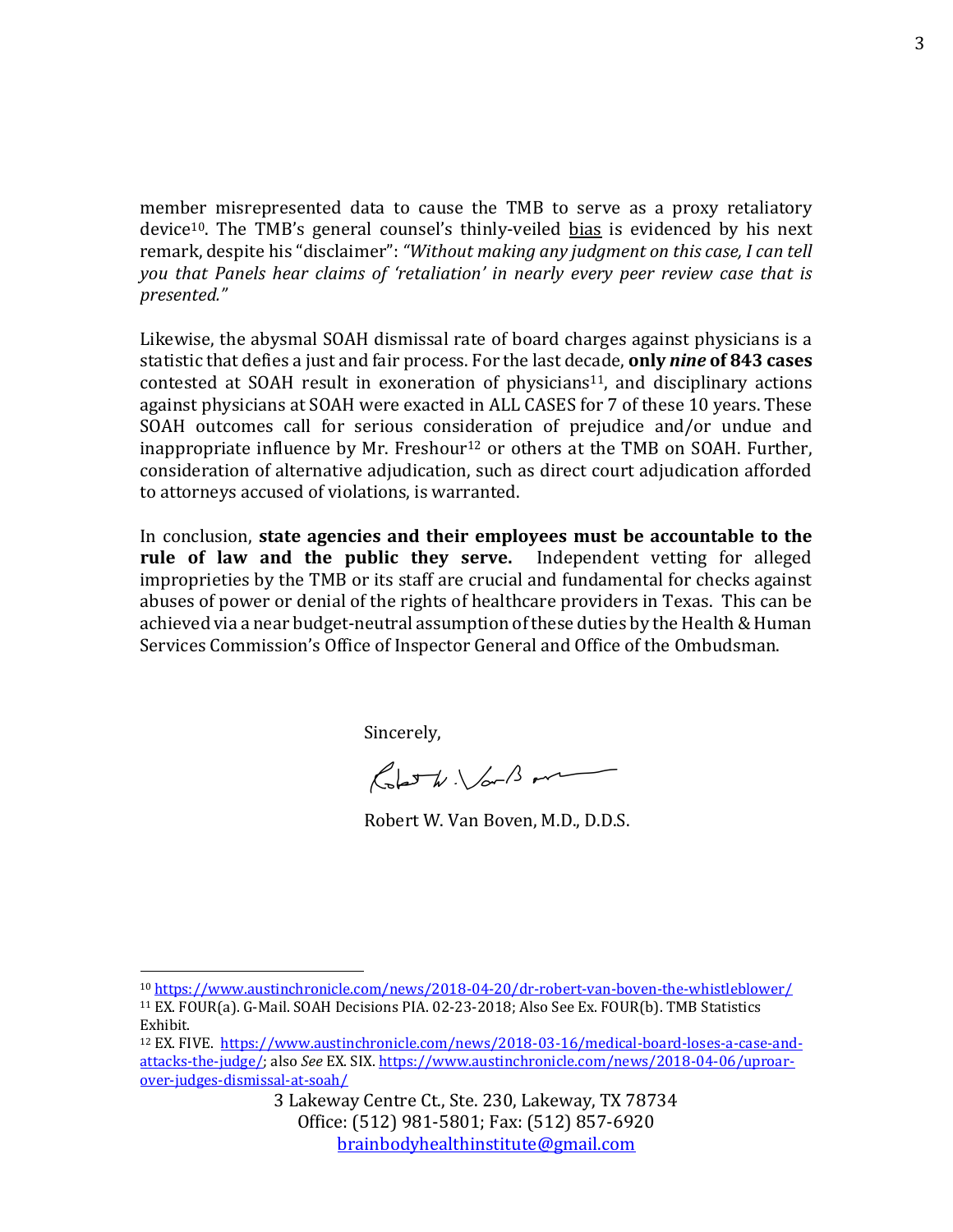member misrepresented data to cause the TMB to serve as a proxy retaliatory device[10]. The TMB's general counsel's thinly-veiled bias is evidenced by his next remark, despite his "disclaimer": *"Without making any judgment on this case, I can tell you that Panels hear claims of 'retaliation' in nearly every peer review case that is presented."*

Likewise, the abysmal SOAH dismissal rate of board charges against physicians is a statistic that defies a just and fair process. For the last decade, **only *nine* of 843 cases** contested at SOAH result in exoneration of physicians[11], and disciplinary actions against physicians at SOAH were exacted in ALL CASES for 7 of these 10 years. These SOAH outcomes call for serious consideration of prejudice and/or undue and inappropriate influence by Mr. Freshour[12] or others at the TMB on SOAH. Further, consideration of alternative adjudication, such as direct court adjudication afforded to attorneys accused of violations, is warranted.

In conclusion, **state agencies and their employees must be accountable to the rule of law and the public they serve.** Independent vetting for alleged improprieties by the TMB or its staff are crucial and fundamental for checks against abuses of power or denial of the rights of healthcare providers in Texas. This can be achieved via a near budget-neutral assumption of these duties by the Health & Human Services Commission's Office of Inspector General and Office of the Ombudsman.

Sincerely,

Robert W. Van Boven, M.D., D.D.S.

---

[10] https://www.austinchronicle.com/news/2018-04-20/dr-robert-van-boven-the-whistleblower/

[11] EX. FOUR(a). G-Mail. SOAH Decisions PIA. 02-23-2018; Also See Ex. FOUR(b). TMB Statistics Exhibit.

[12] EX. FIVE. https://www.austinchronicle.com/news/2018-03-16/medical-board-loses-a-case-and-attacks-the-judge/; also *See* EX. SIX. https://www.austinchronicle.com/news/2018-04-06/uproar-over-judges-dismissal-at-soah/

3 Lakeway Centre Ct., Ste. 230, Lakeway, TX 78734
Office: (512) 981-5801; Fax: (512) 857-6920
brainbodyhealthinstitute@gmail.com